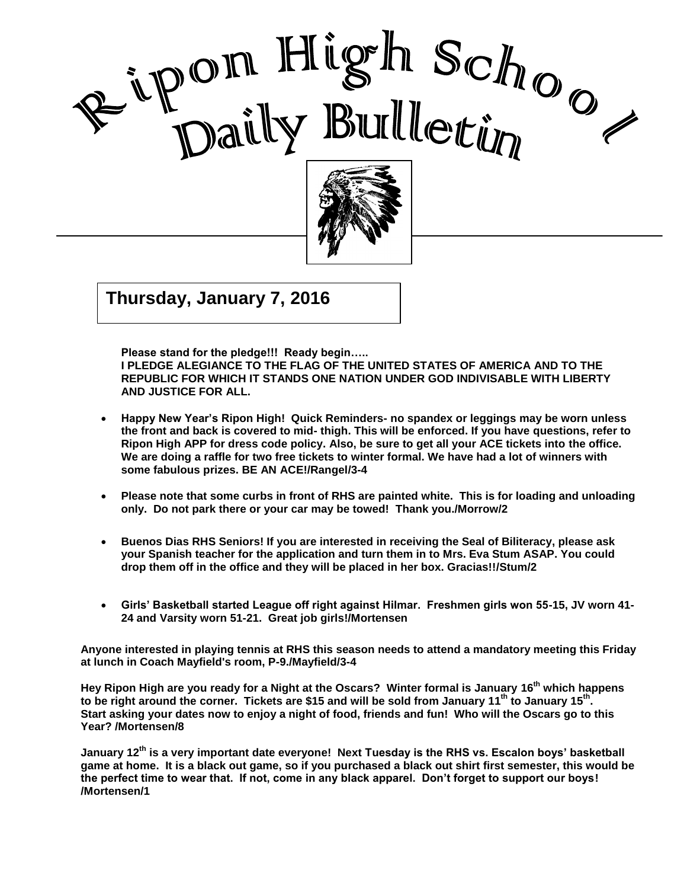# Ripon High School Daily Bulletin

**Thursday, January 7, 2016**

**Please stand for the pledge!!! Ready begin…..**
**I PLEDGE ALEGIANCE TO THE FLAG OF THE UNITED STATES OF AMERICA AND TO THE REPUBLIC FOR WHICH IT STANDS ONE NATION UNDER GOD INDIVISABLE WITH LIBERTY AND JUSTICE FOR ALL.**

- **Happy New Year's Ripon High! Quick Reminders- no spandex or leggings may be worn unless the front and back is covered to mid- thigh. This will be enforced. If you have questions, refer to Ripon High APP for dress code policy. Also, be sure to get all your ACE tickets into the office. We are doing a raffle for two free tickets to winter formal. We have had a lot of winners with some fabulous prizes. BE AN ACE!/Rangel/3-4**

- **Please note that some curbs in front of RHS are painted white. This is for loading and unloading only. Do not park there or your car may be towed! Thank you./Morrow/2**

- **Buenos Dias RHS Seniors! If you are interested in receiving the Seal of Biliteracy, please ask your Spanish teacher for the application and turn them in to Mrs. Eva Stum ASAP. You could drop them off in the office and they will be placed in her box. Gracias!!/Stum/2**

- **Girls' Basketball started League off right against Hilmar. Freshmen girls won 55-15, JV worn 41-24 and Varsity worn 51-21. Great job girls!/Mortensen**

**Anyone interested in playing tennis at RHS this season needs to attend a mandatory meeting this Friday at lunch in Coach Mayfield's room, P-9./Mayfield/3-4**

**Hey Ripon High are you ready for a Night at the Oscars? Winter formal is January 16th which happens to be right around the corner. Tickets are $15 and will be sold from January 11th to January 15th. Start asking your dates now to enjoy a night of food, friends and fun! Who will the Oscars go to this Year? /Mortensen/8**

**January 12th is a very important date everyone! Next Tuesday is the RHS vs. Escalon boys' basketball game at home. It is a black out game, so if you purchased a black out shirt first semester, this would be the perfect time to wear that. If not, come in any black apparel. Don't forget to support our boys! /Mortensen/1**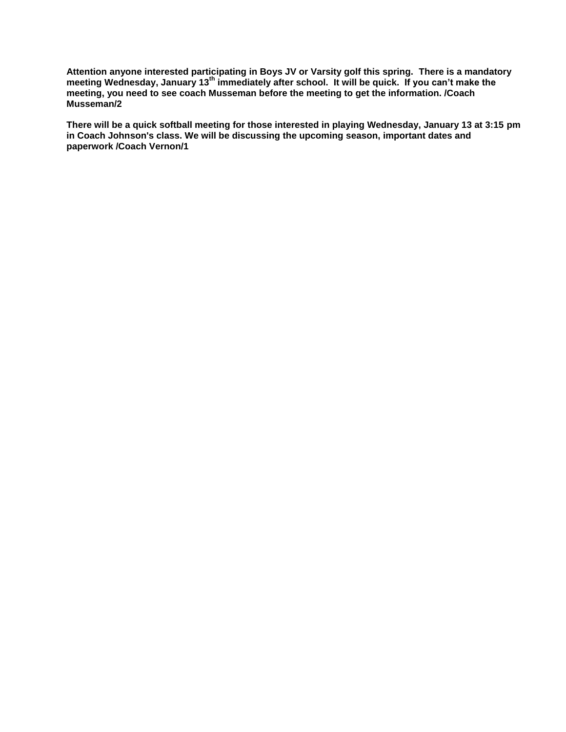**Attention anyone interested participating in Boys JV or Varsity golf this spring.  There is a mandatory meeting Wednesday, January 13th immediately after school.  It will be quick.  If you can't make the meeting, you need to see coach Musseman before the meeting to get the information. /Coach Musseman/2**

**There will be a quick softball meeting for those interested in playing Wednesday, January 13 at 3:15 pm in Coach Johnson's class. We will be discussing the upcoming season, important dates and paperwork /Coach Vernon/1**